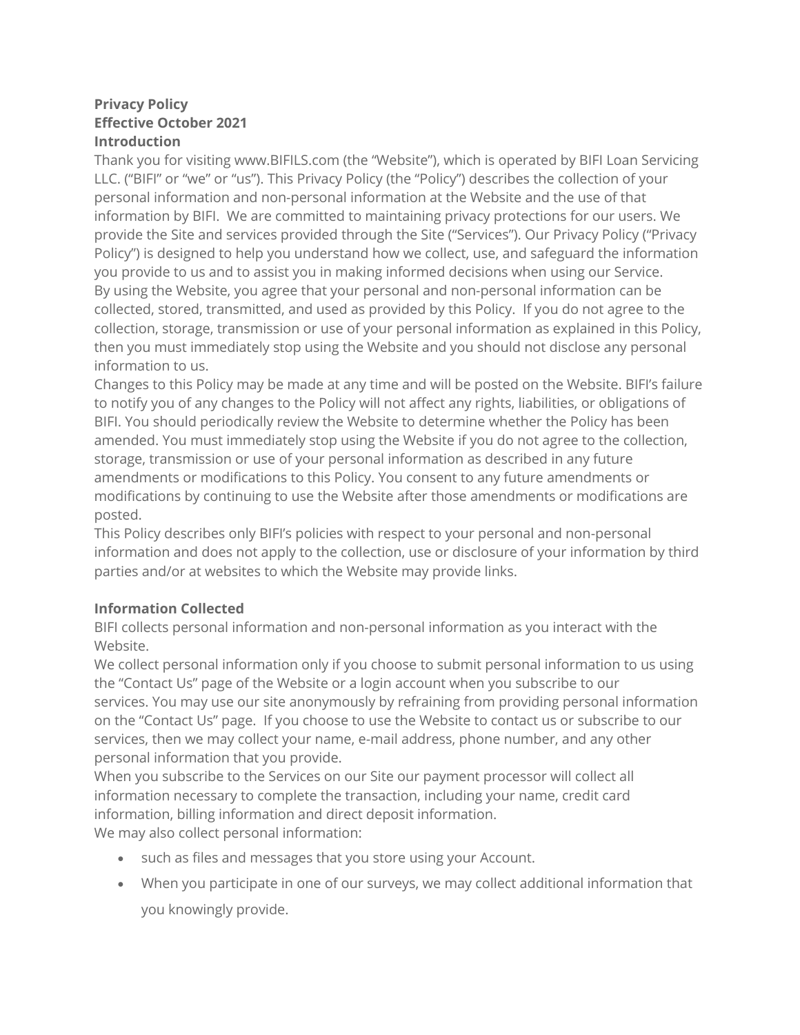**Privacy Policy**
**Effective October 2021**
**Introduction**

Thank you for visiting www.BIFILS.com (the "Website"), which is operated by BIFI Loan Servicing LLC. ("BIFI" or "we" or "us"). This Privacy Policy (the "Policy") describes the collection of your personal information and non-personal information at the Website and the use of that information by BIFI. We are committed to maintaining privacy protections for our users. We provide the Site and services provided through the Site ("Services"). Our Privacy Policy ("Privacy Policy") is designed to help you understand how we collect, use, and safeguard the information you provide to us and to assist you in making informed decisions when using our Service.

By using the Website, you agree that your personal and non-personal information can be collected, stored, transmitted, and used as provided by this Policy. If you do not agree to the collection, storage, transmission or use of your personal information as explained in this Policy, then you must immediately stop using the Website and you should not disclose any personal information to us.

Changes to this Policy may be made at any time and will be posted on the Website. BIFI's failure to notify you of any changes to the Policy will not affect any rights, liabilities, or obligations of BIFI. You should periodically review the Website to determine whether the Policy has been amended. You must immediately stop using the Website if you do not agree to the collection, storage, transmission or use of your personal information as described in any future amendments or modifications to this Policy. You consent to any future amendments or modifications by continuing to use the Website after those amendments or modifications are posted.

This Policy describes only BIFI's policies with respect to your personal and non-personal information and does not apply to the collection, use or disclosure of your information by third parties and/or at websites to which the Website may provide links.

**Information Collected**

BIFI collects personal information and non-personal information as you interact with the Website.

We collect personal information only if you choose to submit personal information to us using the "Contact Us" page of the Website or a login account when you subscribe to our services. You may use our site anonymously by refraining from providing personal information on the "Contact Us" page. If you choose to use the Website to contact us or subscribe to our services, then we may collect your name, e-mail address, phone number, and any other personal information that you provide.

When you subscribe to the Services on our Site our payment processor will collect all information necessary to complete the transaction, including your name, credit card information, billing information and direct deposit information.

We may also collect personal information:

- such as files and messages that you store using your Account.
- When you participate in one of our surveys, we may collect additional information that you knowingly provide.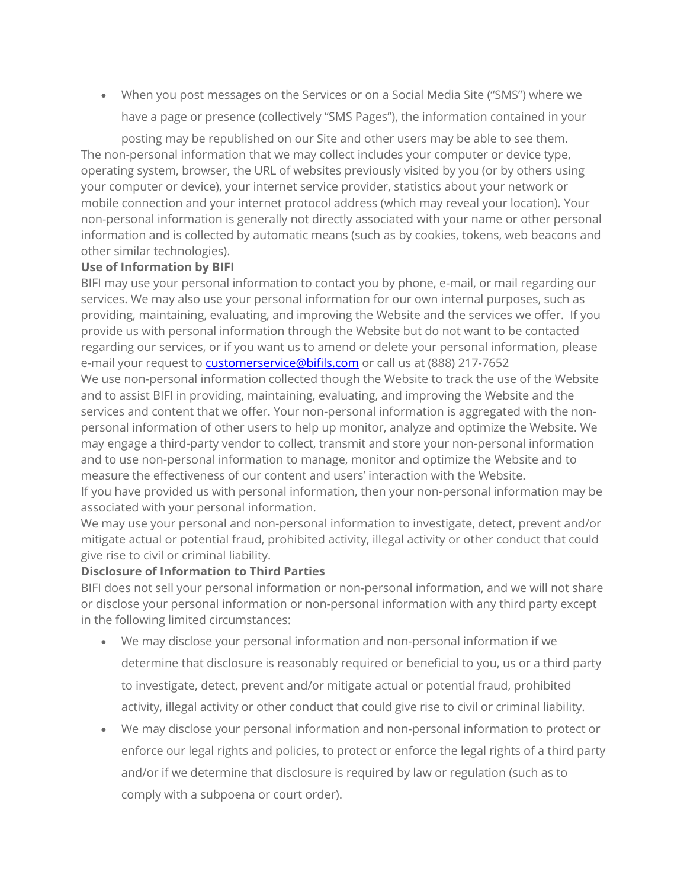- When you post messages on the Services or on a Social Media Site ("SMS") where we have a page or presence (collectively "SMS Pages"), the information contained in your posting may be republished on our Site and other users may be able to see them.

The non-personal information that we may collect includes your computer or device type, operating system, browser, the URL of websites previously visited by you (or by others using your computer or device), your internet service provider, statistics about your network or mobile connection and your internet protocol address (which may reveal your location). Your non-personal information is generally not directly associated with your name or other personal information and is collected by automatic means (such as by cookies, tokens, web beacons and other similar technologies).

**Use of Information by BIFI**

BIFI may use your personal information to contact you by phone, e-mail, or mail regarding our services. We may also use your personal information for our own internal purposes, such as providing, maintaining, evaluating, and improving the Website and the services we offer. If you provide us with personal information through the Website but do not want to be contacted regarding our services, or if you want us to amend or delete your personal information, please e-mail your request to customerservice@bifils.com or call us at (888) 217-7652

We use non-personal information collected though the Website to track the use of the Website and to assist BIFI in providing, maintaining, evaluating, and improving the Website and the services and content that we offer. Your non-personal information is aggregated with the non-personal information of other users to help up monitor, analyze and optimize the Website. We may engage a third-party vendor to collect, transmit and store your non-personal information and to use non-personal information to manage, monitor and optimize the Website and to measure the effectiveness of our content and users' interaction with the Website.

If you have provided us with personal information, then your non-personal information may be associated with your personal information.

We may use your personal and non-personal information to investigate, detect, prevent and/or mitigate actual or potential fraud, prohibited activity, illegal activity or other conduct that could give rise to civil or criminal liability.

**Disclosure of Information to Third Parties**

BIFI does not sell your personal information or non-personal information, and we will not share or disclose your personal information or non-personal information with any third party except in the following limited circumstances:

- We may disclose your personal information and non-personal information if we determine that disclosure is reasonably required or beneficial to you, us or a third party to investigate, detect, prevent and/or mitigate actual or potential fraud, prohibited activity, illegal activity or other conduct that could give rise to civil or criminal liability.
- We may disclose your personal information and non-personal information to protect or enforce our legal rights and policies, to protect or enforce the legal rights of a third party and/or if we determine that disclosure is required by law or regulation (such as to comply with a subpoena or court order).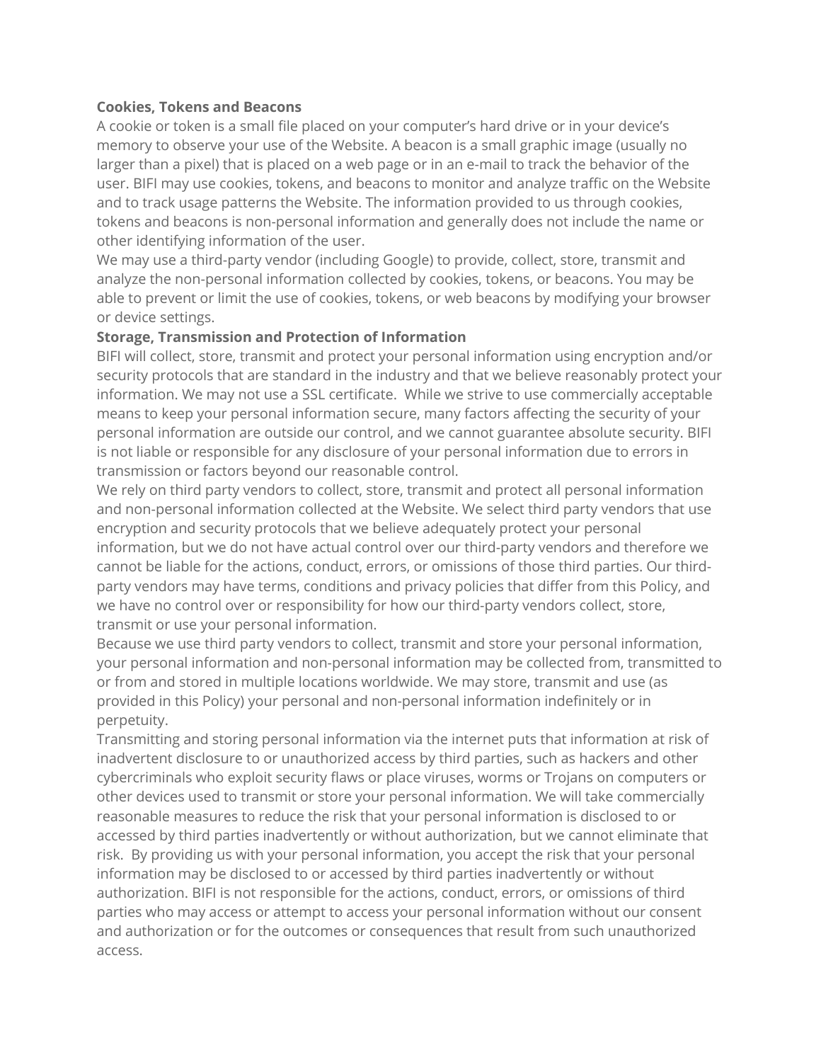**Cookies, Tokens and Beacons**

A cookie or token is a small file placed on your computer's hard drive or in your device's memory to observe your use of the Website. A beacon is a small graphic image (usually no larger than a pixel) that is placed on a web page or in an e-mail to track the behavior of the user. BIFI may use cookies, tokens, and beacons to monitor and analyze traffic on the Website and to track usage patterns the Website. The information provided to us through cookies, tokens and beacons is non-personal information and generally does not include the name or other identifying information of the user.

We may use a third-party vendor (including Google) to provide, collect, store, transmit and analyze the non-personal information collected by cookies, tokens, or beacons. You may be able to prevent or limit the use of cookies, tokens, or web beacons by modifying your browser or device settings.

**Storage, Transmission and Protection of Information**

BIFI will collect, store, transmit and protect your personal information using encryption and/or security protocols that are standard in the industry and that we believe reasonably protect your information. We may not use a SSL certificate. While we strive to use commercially acceptable means to keep your personal information secure, many factors affecting the security of your personal information are outside our control, and we cannot guarantee absolute security. BIFI is not liable or responsible for any disclosure of your personal information due to errors in transmission or factors beyond our reasonable control.

We rely on third party vendors to collect, store, transmit and protect all personal information and non-personal information collected at the Website. We select third party vendors that use encryption and security protocols that we believe adequately protect your personal information, but we do not have actual control over our third-party vendors and therefore we cannot be liable for the actions, conduct, errors, or omissions of those third parties. Our third-party vendors may have terms, conditions and privacy policies that differ from this Policy, and we have no control over or responsibility for how our third-party vendors collect, store, transmit or use your personal information.

Because we use third party vendors to collect, transmit and store your personal information, your personal information and non-personal information may be collected from, transmitted to or from and stored in multiple locations worldwide. We may store, transmit and use (as provided in this Policy) your personal and non-personal information indefinitely or in perpetuity.

Transmitting and storing personal information via the internet puts that information at risk of inadvertent disclosure to or unauthorized access by third parties, such as hackers and other cybercriminals who exploit security flaws or place viruses, worms or Trojans on computers or other devices used to transmit or store your personal information. We will take commercially reasonable measures to reduce the risk that your personal information is disclosed to or accessed by third parties inadvertently or without authorization, but we cannot eliminate that risk. By providing us with your personal information, you accept the risk that your personal information may be disclosed to or accessed by third parties inadvertently or without authorization. BIFI is not responsible for the actions, conduct, errors, or omissions of third parties who may access or attempt to access your personal information without our consent and authorization or for the outcomes or consequences that result from such unauthorized access.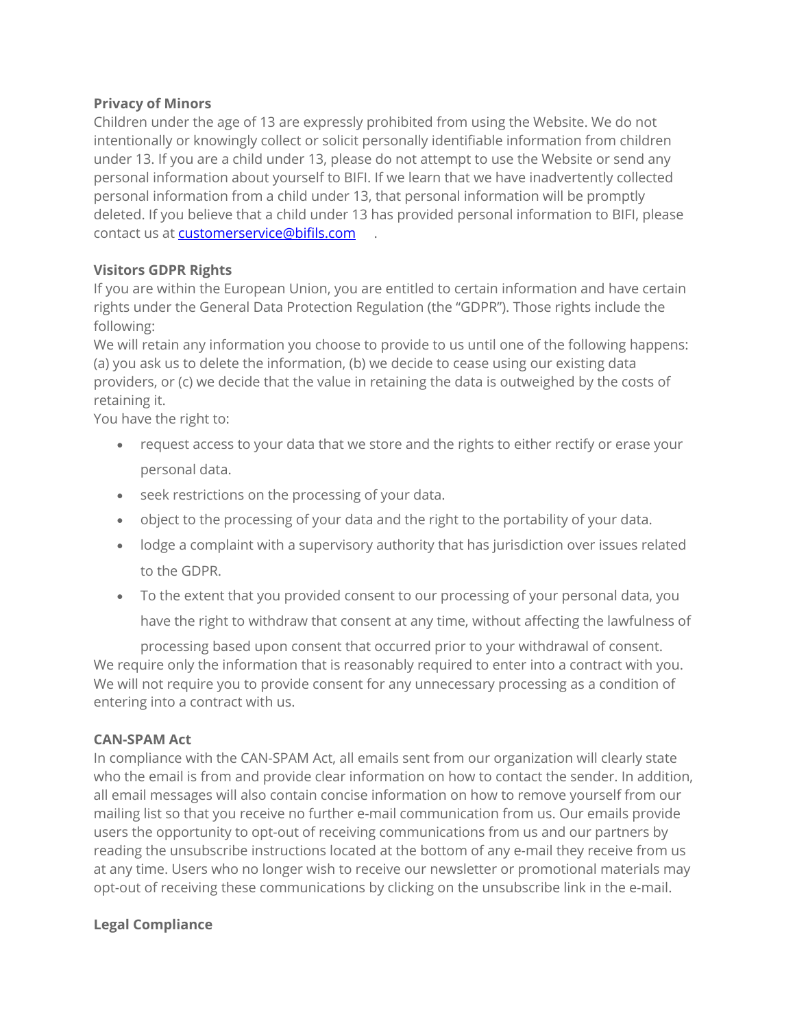**Privacy of Minors**

Children under the age of 13 are expressly prohibited from using the Website. We do not intentionally or knowingly collect or solicit personally identifiable information from children under 13. If you are a child under 13, please do not attempt to use the Website or send any personal information about yourself to BIFI. If we learn that we have inadvertently collected personal information from a child under 13, that personal information will be promptly deleted. If you believe that a child under 13 has provided personal information to BIFI, please contact us at customerservice@bifils.com .

**Visitors GDPR Rights**

If you are within the European Union, you are entitled to certain information and have certain rights under the General Data Protection Regulation (the "GDPR"). Those rights include the following:

We will retain any information you choose to provide to us until one of the following happens: (a) you ask us to delete the information, (b) we decide to cease using our existing data providers, or (c) we decide that the value in retaining the data is outweighed by the costs of retaining it.

You have the right to:

- request access to your data that we store and the rights to either rectify or erase your personal data.
- seek restrictions on the processing of your data.
- object to the processing of your data and the right to the portability of your data.
- lodge a complaint with a supervisory authority that has jurisdiction over issues related to the GDPR.
- To the extent that you provided consent to our processing of your personal data, you have the right to withdraw that consent at any time, without affecting the lawfulness of processing based upon consent that occurred prior to your withdrawal of consent.

We require only the information that is reasonably required to enter into a contract with you. We will not require you to provide consent for any unnecessary processing as a condition of entering into a contract with us.

**CAN-SPAM Act**

In compliance with the CAN-SPAM Act, all emails sent from our organization will clearly state who the email is from and provide clear information on how to contact the sender. In addition, all email messages will also contain concise information on how to remove yourself from our mailing list so that you receive no further e-mail communication from us. Our emails provide users the opportunity to opt-out of receiving communications from us and our partners by reading the unsubscribe instructions located at the bottom of any e-mail they receive from us at any time. Users who no longer wish to receive our newsletter or promotional materials may opt-out of receiving these communications by clicking on the unsubscribe link in the e-mail.

**Legal Compliance**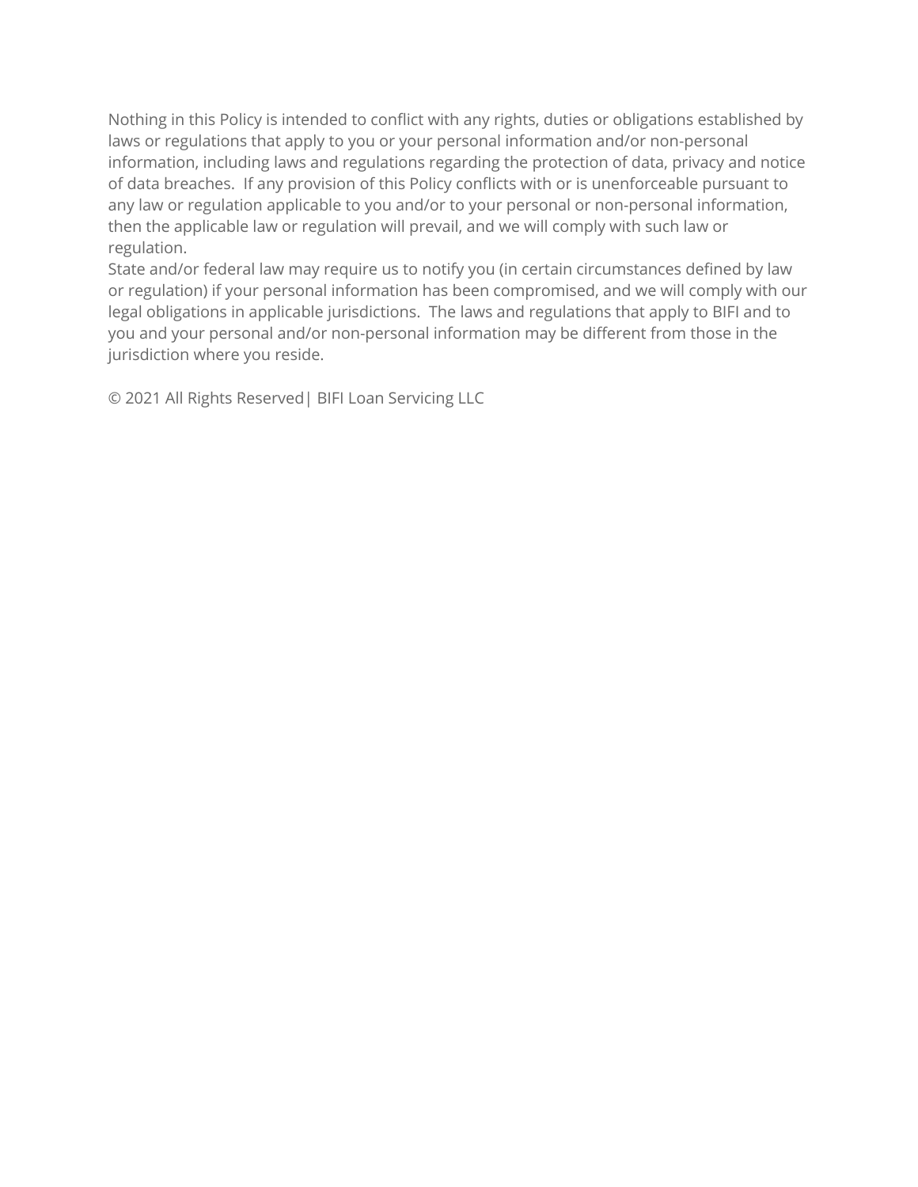Nothing in this Policy is intended to conflict with any rights, duties or obligations established by laws or regulations that apply to you or your personal information and/or non-personal information, including laws and regulations regarding the protection of data, privacy and notice of data breaches.  If any provision of this Policy conflicts with or is unenforceable pursuant to any law or regulation applicable to you and/or to your personal or non-personal information, then the applicable law or regulation will prevail, and we will comply with such law or regulation.

State and/or federal law may require us to notify you (in certain circumstances defined by law or regulation) if your personal information has been compromised, and we will comply with our legal obligations in applicable jurisdictions.  The laws and regulations that apply to BIFI and to you and your personal and/or non-personal information may be different from those in the jurisdiction where you reside.

© 2021 All Rights Reserved| BIFI Loan Servicing LLC